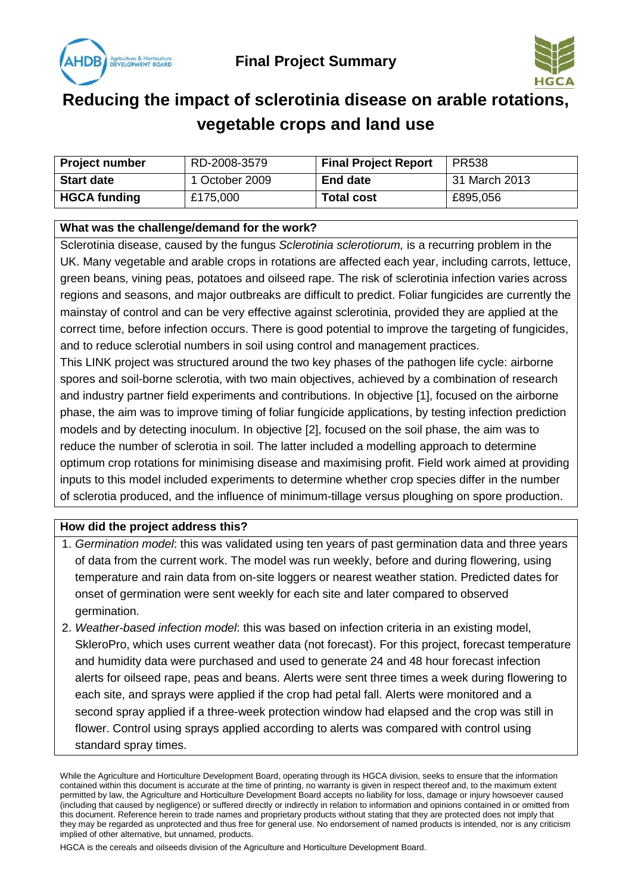Final Project Summary

# Reducing the impact of sclerotinia disease on arable rotations, vegetable crops and land use

| | | | |
|---|---|---|---|
| **Project number** | RD-2008-3579 | **Final Project Report** | PR538 |
| **Start date** | 1 October 2009 | **End date** | 31 March 2013 |
| **HGCA funding** | £175,000 | **Total cost** | £895,056 |

**What was the challenge/demand for the work?**

Sclerotinia disease, caused by the fungus *Sclerotinia sclerotiorum,* is a recurring problem in the UK. Many vegetable and arable crops in rotations are affected each year, including carrots, lettuce, green beans, vining peas, potatoes and oilseed rape. The risk of sclerotinia infection varies across regions and seasons, and major outbreaks are difficult to predict. Foliar fungicides are currently the mainstay of control and can be very effective against sclerotinia, provided they are applied at the correct time, before infection occurs. There is good potential to improve the targeting of fungicides, and to reduce sclerotial numbers in soil using control and management practices.

This LINK project was structured around the two key phases of the pathogen life cycle: airborne spores and soil-borne sclerotia, with two main objectives, achieved by a combination of research and industry partner field experiments and contributions. In objective [1], focused on the airborne phase, the aim was to improve timing of foliar fungicide applications, by testing infection prediction models and by detecting inoculum. In objective [2], focused on the soil phase, the aim was to reduce the number of sclerotia in soil. The latter included a modelling approach to determine optimum crop rotations for minimising disease and maximising profit. Field work aimed at providing inputs to this model included experiments to determine whether crop species differ in the number of sclerotia produced, and the influence of minimum-tillage versus ploughing on spore production.

**How did the project address this?**

1. *Germination model*: this was validated using ten years of past germination data and three years of data from the current work. The model was run weekly, before and during flowering, using temperature and rain data from on-site loggers or nearest weather station. Predicted dates for onset of germination were sent weekly for each site and later compared to observed germination.
2. *Weather-based infection model*: this was based on infection criteria in an existing model, SkleroPro, which uses current weather data (not forecast). For this project, forecast temperature and humidity data were purchased and used to generate 24 and 48 hour forecast infection alerts for oilseed rape, peas and beans. Alerts were sent three times a week during flowering to each site, and sprays were applied if the crop had petal fall. Alerts were monitored and a second spray applied if a three-week protection window had elapsed and the crop was still in flower. Control using sprays applied according to alerts was compared with control using standard spray times.

While the Agriculture and Horticulture Development Board, operating through its HGCA division, seeks to ensure that the information contained within this document is accurate at the time of printing, no warranty is given in respect thereof and, to the maximum extent permitted by law, the Agriculture and Horticulture Development Board accepts no liability for loss, damage or injury howsoever caused (including that caused by negligence) or suffered directly or indirectly in relation to information and opinions contained in or omitted from this document. Reference herein to trade names and proprietary products without stating that they are protected does not imply that they may be regarded as unprotected and thus free for general use. No endorsement of named products is intended, nor is any criticism implied of other alternative, but unnamed, products.

HGCA is the cereals and oilseeds division of the Agriculture and Horticulture Development Board.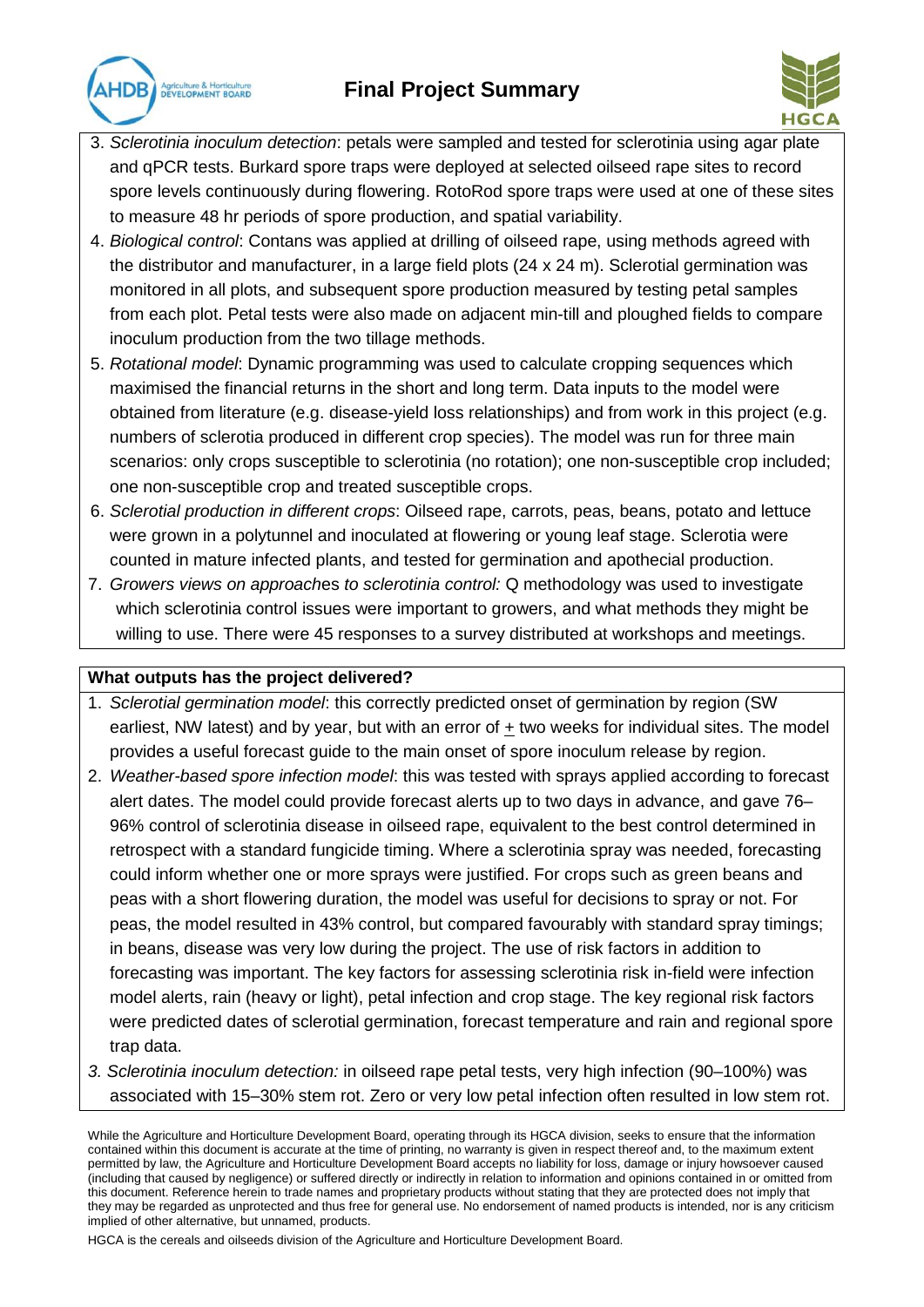3. *Sclerotinia inoculum detection*: petals were sampled and tested for sclerotinia using agar plate and qPCR tests. Burkard spore traps were deployed at selected oilseed rape sites to record spore levels continuously during flowering. RotoRod spore traps were used at one of these sites to measure 48 hr periods of spore production, and spatial variability.
4. *Biological control*: Contans was applied at drilling of oilseed rape, using methods agreed with the distributor and manufacturer, in a large field plots (24 x 24 m). Sclerotial germination was monitored in all plots, and subsequent spore production measured by testing petal samples from each plot. Petal tests were also made on adjacent min-till and ploughed fields to compare inoculum production from the two tillage methods.
5. *Rotational model*: Dynamic programming was used to calculate cropping sequences which maximised the financial returns in the short and long term. Data inputs to the model were obtained from literature (e.g. disease-yield loss relationships) and from work in this project (e.g. numbers of sclerotia produced in different crop species). The model was run for three main scenarios: only crops susceptible to sclerotinia (no rotation); one non-susceptible crop included; one non-susceptible crop and treated susceptible crops.
6. *Sclerotial production in different crops*: Oilseed rape, carrots, peas, beans, potato and lettuce were grown in a polytunnel and inoculated at flowering or young leaf stage. Sclerotia were counted in mature infected plants, and tested for germination and apothecial production.
7. *Growers views on approaches to sclerotinia control:* Q methodology was used to investigate which sclerotinia control issues were important to growers, and what methods they might be willing to use. There were 45 responses to a survey distributed at workshops and meetings.

**What outputs has the project delivered?**

1. *Sclerotial germination model*: this correctly predicted onset of germination by region (SW earliest, NW latest) and by year, but with an error of ± two weeks for individual sites. The model provides a useful forecast guide to the main onset of spore inoculum release by region.
2. *Weather-based spore infection model*: this was tested with sprays applied according to forecast alert dates. The model could provide forecast alerts up to two days in advance, and gave 76–96% control of sclerotinia disease in oilseed rape, equivalent to the best control determined in retrospect with a standard fungicide timing. Where a sclerotinia spray was needed, forecasting could inform whether one or more sprays were justified. For crops such as green beans and peas with a short flowering duration, the model was useful for decisions to spray or not. For peas, the model resulted in 43% control, but compared favourably with standard spray timings; in beans, disease was very low during the project. The use of risk factors in addition to forecasting was important. The key factors for assessing sclerotinia risk in-field were infection model alerts, rain (heavy or light), petal infection and crop stage. The key regional risk factors were predicted dates of sclerotial germination, forecast temperature and rain and regional spore trap data.
3. *Sclerotinia inoculum detection:* in oilseed rape petal tests, very high infection (90–100%) was associated with 15–30% stem rot. Zero or very low petal infection often resulted in low stem rot.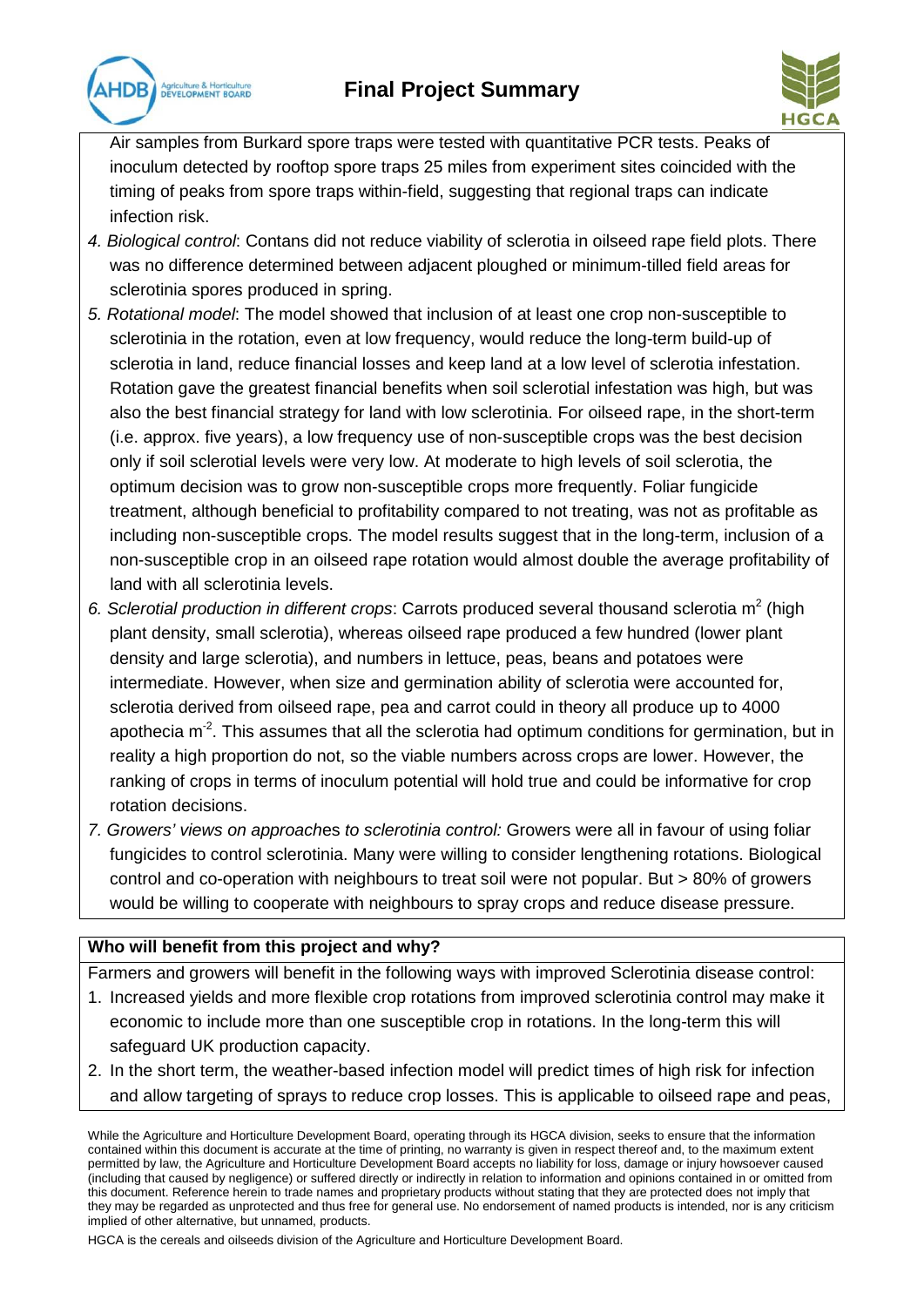Air samples from Burkard spore traps were tested with quantitative PCR tests. Peaks of inoculum detected by rooftop spore traps 25 miles from experiment sites coincided with the timing of peaks from spore traps within-field, suggesting that regional traps can indicate infection risk.

4. *Biological control*: Contans did not reduce viability of sclerotia in oilseed rape field plots. There was no difference determined between adjacent ploughed or minimum-tilled field areas for sclerotinia spores produced in spring.
5. *Rotational model*: The model showed that inclusion of at least one crop non-susceptible to sclerotinia in the rotation, even at low frequency, would reduce the long-term build-up of sclerotia in land, reduce financial losses and keep land at a low level of sclerotia infestation. Rotation gave the greatest financial benefits when soil sclerotial infestation was high, but was also the best financial strategy for land with low sclerotinia. For oilseed rape, in the short-term (i.e. approx. five years), a low frequency use of non-susceptible crops was the best decision only if soil sclerotial levels were very low. At moderate to high levels of soil sclerotia, the optimum decision was to grow non-susceptible crops more frequently. Foliar fungicide treatment, although beneficial to profitability compared to not treating, was not as profitable as including non-susceptible crops. The model results suggest that in the long-term, inclusion of a non-susceptible crop in an oilseed rape rotation would almost double the average profitability of land with all sclerotinia levels.
6. *Sclerotial production in different crops*: Carrots produced several thousand sclerotia $m^2$ (high plant density, small sclerotia), whereas oilseed rape produced a few hundred (lower plant density and large sclerotia), and numbers in lettuce, peas, beans and potatoes were intermediate. However, when size and germination ability of sclerotia were accounted for, sclerotia derived from oilseed rape, pea and carrot could in theory all produce up to 4000 apothecia $m^{-2}$. This assumes that all the sclerotia had optimum conditions for germination, but in reality a high proportion do not, so the viable numbers across crops are lower. However, the ranking of crops in terms of inoculum potential will hold true and could be informative for crop rotation decisions.
7. *Growers' views on approaches to sclerotinia control:* Growers were all in favour of using foliar fungicides to control sclerotinia. Many were willing to consider lengthening rotations. Biological control and co-operation with neighbours to treat soil were not popular. But > 80% of growers would be willing to cooperate with neighbours to spray crops and reduce disease pressure.

**Who will benefit from this project and why?**

Farmers and growers will benefit in the following ways with improved Sclerotinia disease control:

1. Increased yields and more flexible crop rotations from improved sclerotinia control may make it economic to include more than one susceptible crop in rotations. In the long-term this will safeguard UK production capacity.
2. In the short term, the weather-based infection model will predict times of high risk for infection and allow targeting of sprays to reduce crop losses. This is applicable to oilseed rape and peas,

While the Agriculture and Horticulture Development Board, operating through its HGCA division, seeks to ensure that the information contained within this document is accurate at the time of printing, no warranty is given in respect thereof and, to the maximum extent permitted by law, the Agriculture and Horticulture Development Board accepts no liability for loss, damage or injury howsoever caused (including that caused by negligence) or suffered directly or indirectly in relation to information and opinions contained in or omitted from this document. Reference herein to trade names and proprietary products without stating that they are protected does not imply that they may be regarded as unprotected and thus free for general use. No endorsement of named products is intended, nor is any criticism implied of other alternative, but unnamed, products.

HGCA is the cereals and oilseeds division of the Agriculture and Horticulture Development Board.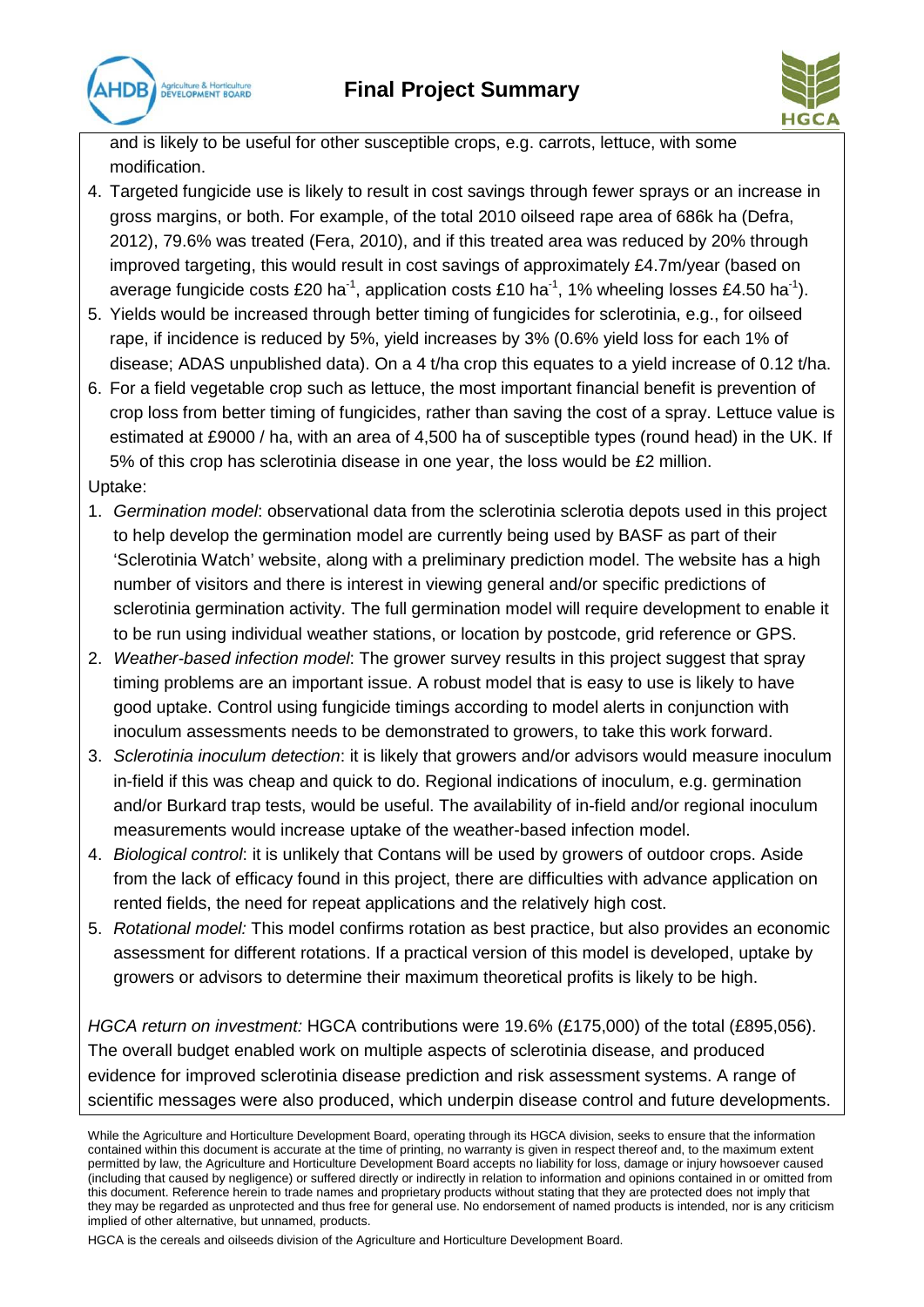and is likely to be useful for other susceptible crops, e.g. carrots, lettuce, with some modification.

4. Targeted fungicide use is likely to result in cost savings through fewer sprays or an increase in gross margins, or both. For example, of the total 2010 oilseed rape area of 686k ha (Defra, 2012), 79.6% was treated (Fera, 2010), and if this treated area was reduced by 20% through improved targeting, this would result in cost savings of approximately £4.7m/year (based on average fungicide costs £20 ha$^{-1}$, application costs £10 ha$^{-1}$, 1% wheeling losses £4.50 ha$^{-1}$).
5. Yields would be increased through better timing of fungicides for sclerotinia, e.g., for oilseed rape, if incidence is reduced by 5%, yield increases by 3% (0.6% yield loss for each 1% of disease; ADAS unpublished data). On a 4 t/ha crop this equates to a yield increase of 0.12 t/ha.
6. For a field vegetable crop such as lettuce, the most important financial benefit is prevention of crop loss from better timing of fungicides, rather than saving the cost of a spray. Lettuce value is estimated at £9000 / ha, with an area of 4,500 ha of susceptible types (round head) in the UK. If 5% of this crop has sclerotinia disease in one year, the loss would be £2 million.

Uptake:

1. *Germination model*: observational data from the sclerotinia sclerotia depots used in this project to help develop the germination model are currently being used by BASF as part of their 'Sclerotinia Watch' website, along with a preliminary prediction model. The website has a high number of visitors and there is interest in viewing general and/or specific predictions of sclerotinia germination activity. The full germination model will require development to enable it to be run using individual weather stations, or location by postcode, grid reference or GPS.
2. *Weather-based infection model*: The grower survey results in this project suggest that spray timing problems are an important issue. A robust model that is easy to use is likely to have good uptake. Control using fungicide timings according to model alerts in conjunction with inoculum assessments needs to be demonstrated to growers, to take this work forward.
3. *Sclerotinia inoculum detection*: it is likely that growers and/or advisors would measure inoculum in-field if this was cheap and quick to do. Regional indications of inoculum, e.g. germination and/or Burkard trap tests, would be useful. The availability of in-field and/or regional inoculum measurements would increase uptake of the weather-based infection model.
4. *Biological control*: it is unlikely that Contans will be used by growers of outdoor crops. Aside from the lack of efficacy found in this project, there are difficulties with advance application on rented fields, the need for repeat applications and the relatively high cost.
5. *Rotational model:* This model confirms rotation as best practice, but also provides an economic assessment for different rotations. If a practical version of this model is developed, uptake by growers or advisors to determine their maximum theoretical profits is likely to be high.

*HGCA return on investment:* HGCA contributions were 19.6% (£175,000) of the total (£895,056). The overall budget enabled work on multiple aspects of sclerotinia disease, and produced evidence for improved sclerotinia disease prediction and risk assessment systems. A range of scientific messages were also produced, which underpin disease control and future developments.

While the Agriculture and Horticulture Development Board, operating through its HGCA division, seeks to ensure that the information contained within this document is accurate at the time of printing, no warranty is given in respect thereof and, to the maximum extent permitted by law, the Agriculture and Horticulture Development Board accepts no liability for loss, damage or injury howsoever caused (including that caused by negligence) or suffered directly or indirectly in relation to information and opinions contained in or omitted from this document. Reference herein to trade names and proprietary products without stating that they are protected does not imply that they may be regarded as unprotected and thus free for general use. No endorsement of named products is intended, nor is any criticism implied of other alternative, but unnamed, products.

HGCA is the cereals and oilseeds division of the Agriculture and Horticulture Development Board.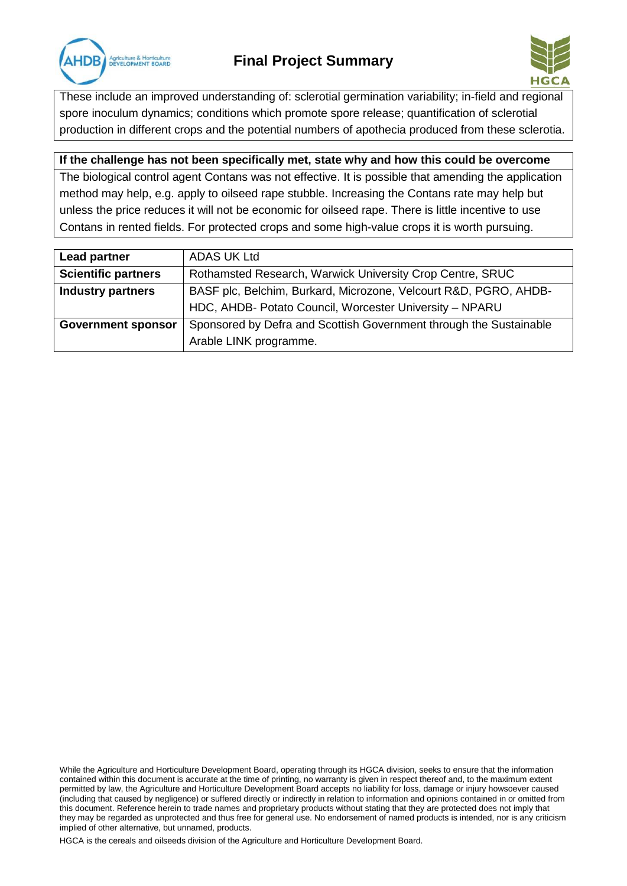These include an improved understanding of: sclerotial germination variability; in-field and regional spore inoculum dynamics; conditions which promote spore release; quantification of sclerotial production in different crops and the potential numbers of apothecia produced from these sclerotia.

**If the challenge has not been specifically met, state why and how this could be overcome**

The biological control agent Contans was not effective. It is possible that amending the application method may help, e.g. apply to oilseed rape stubble. Increasing the Contans rate may help but unless the price reduces it will not be economic for oilseed rape. There is little incentive to use Contans in rented fields. For protected crops and some high-value crops it is worth pursuing.

| | |
|---|---|
| **Lead partner** | ADAS UK Ltd |
| **Scientific partners** | Rothamsted Research, Warwick University Crop Centre, SRUC |
| **Industry partners** | BASF plc, Belchim, Burkard, Microzone, Velcourt R&D, PGRO, AHDB-HDC, AHDB- Potato Council, Worcester University – NPARU |
| **Government sponsor** | Sponsored by Defra and Scottish Government through the Sustainable Arable LINK programme. |

While the Agriculture and Horticulture Development Board, operating through its HGCA division, seeks to ensure that the information contained within this document is accurate at the time of printing, no warranty is given in respect thereof and, to the maximum extent permitted by law, the Agriculture and Horticulture Development Board accepts no liability for loss, damage or injury howsoever caused (including that caused by negligence) or suffered directly or indirectly in relation to information and opinions contained in or omitted from this document. Reference herein to trade names and proprietary products without stating that they are protected does not imply that they may be regarded as unprotected and thus free for general use. No endorsement of named products is intended, nor is any criticism implied of other alternative, but unnamed, products.

HGCA is the cereals and oilseeds division of the Agriculture and Horticulture Development Board.